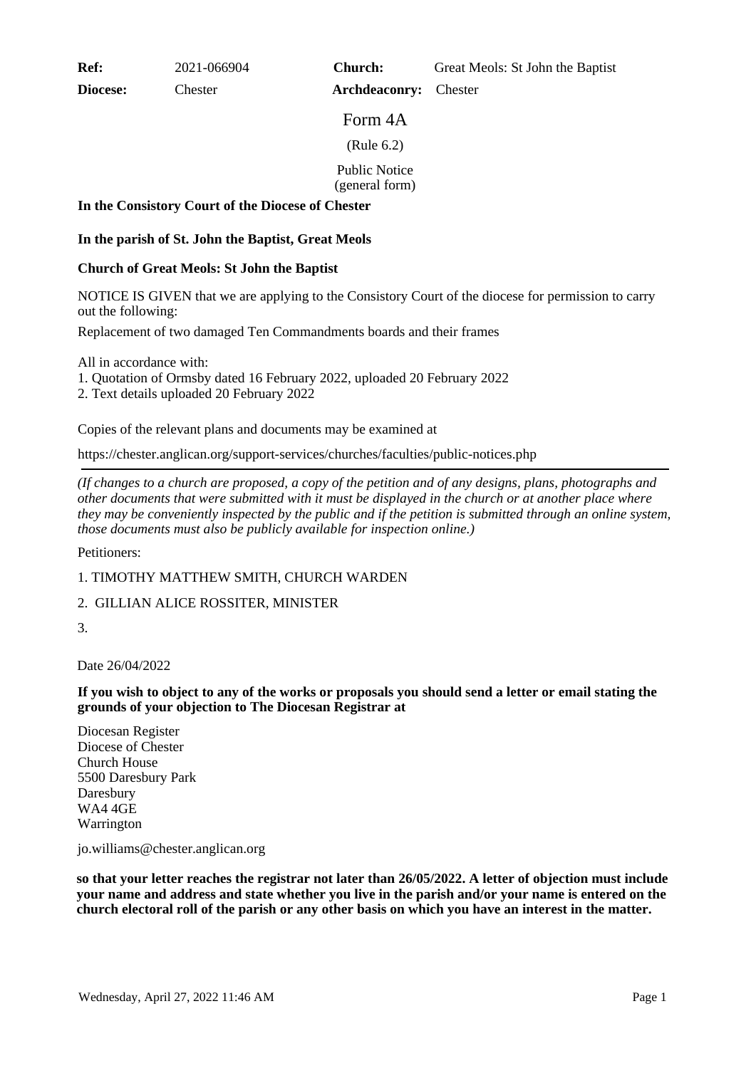| **Ref:** | 2021-066904 | **Church:** | Great Meols: St John the Baptist |
|---|---|---|---|
| **Diocese:** | Chester | **Archdeaconry:** | Chester |

# Form 4A

(Rule 6.2)

Public Notice
(general form)

**In the Consistory Court of the Diocese of Chester**

**In the parish of St. John the Baptist, Great Meols**

**Church of Great Meols: St John the Baptist**

NOTICE IS GIVEN that we are applying to the Consistory Court of the diocese for permission to carry out the following:

Replacement of two damaged Ten Commandments boards and their frames

All in accordance with:
1. Quotation of Ormsby dated 16 February 2022, uploaded 20 February 2022
2. Text details uploaded 20 February 2022

Copies of the relevant plans and documents may be examined at

https://chester.anglican.org/support-services/churches/faculties/public-notices.php

---

*(If changes to a church are proposed, a copy of the petition and of any designs, plans, photographs and other documents that were submitted with it must be displayed in the church or at another place where they may be conveniently inspected by the public and if the petition is submitted through an online system, those documents must also be publicly available for inspection online.)*

Petitioners:

1. TIMOTHY MATTHEW SMITH, CHURCH WARDEN

2. GILLIAN ALICE ROSSITER, MINISTER

3.

Date 26/04/2022

**If you wish to object to any of the works or proposals you should send a letter or email stating the grounds of your objection to The Diocesan Registrar at**

Diocesan Register
Diocese of Chester
Church House
5500 Daresbury Park
Daresbury
WA4 4GE
Warrington

jo.williams@chester.anglican.org

**so that your letter reaches the registrar not later than 26/05/2022. A letter of objection must include your name and address and state whether you live in the parish and/or your name is entered on the church electoral roll of the parish or any other basis on which you have an interest in the matter.**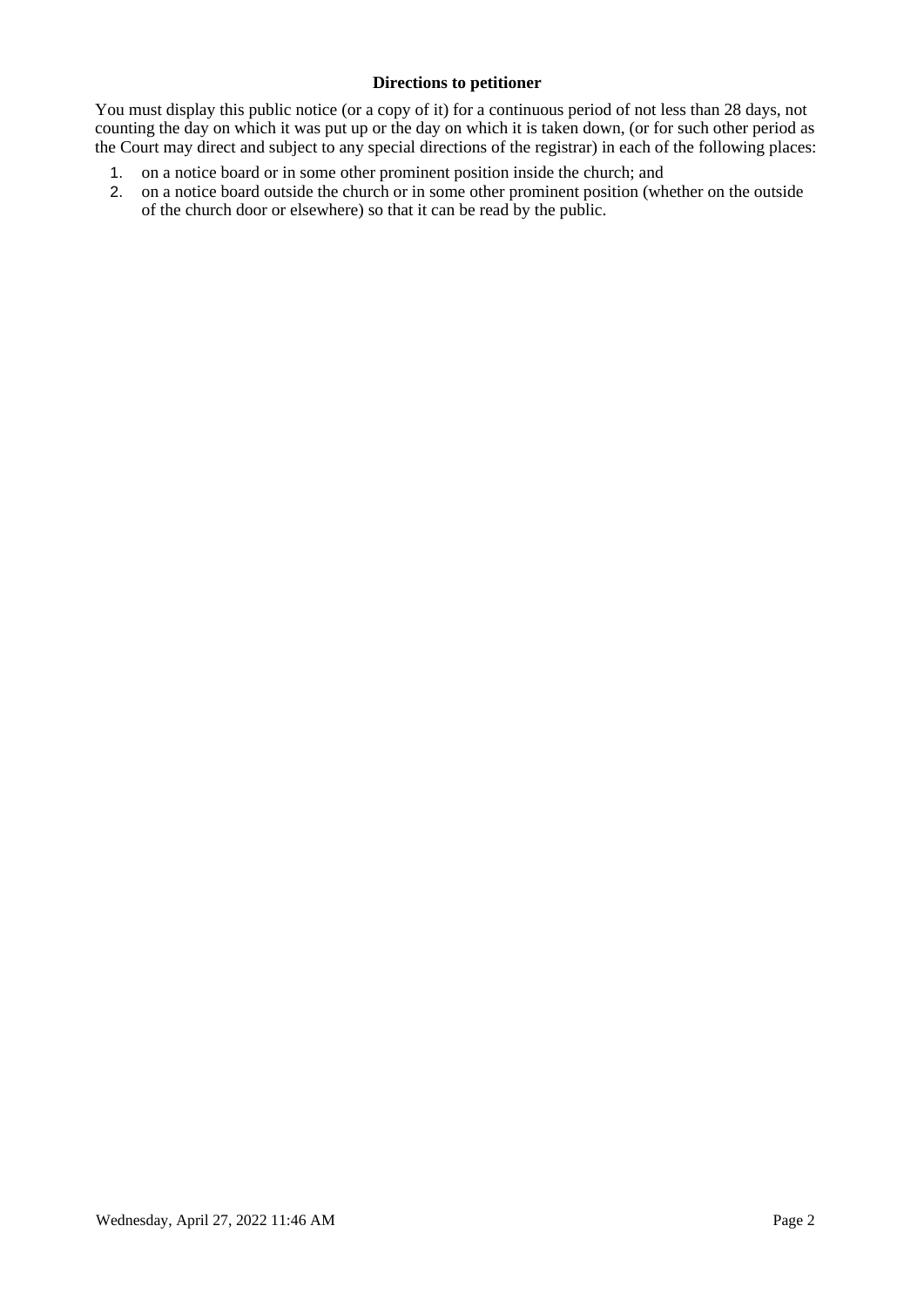**Directions to petitioner**

You must display this public notice (or a copy of it) for a continuous period of not less than 28 days, not counting the day on which it was put up or the day on which it is taken down, (or for such other period as the Court may direct and subject to any special directions of the registrar) in each of the following places:

1. on a notice board or in some other prominent position inside the church; and
2. on a notice board outside the church or in some other prominent position (whether on the outside of the church door or elsewhere) so that it can be read by the public.